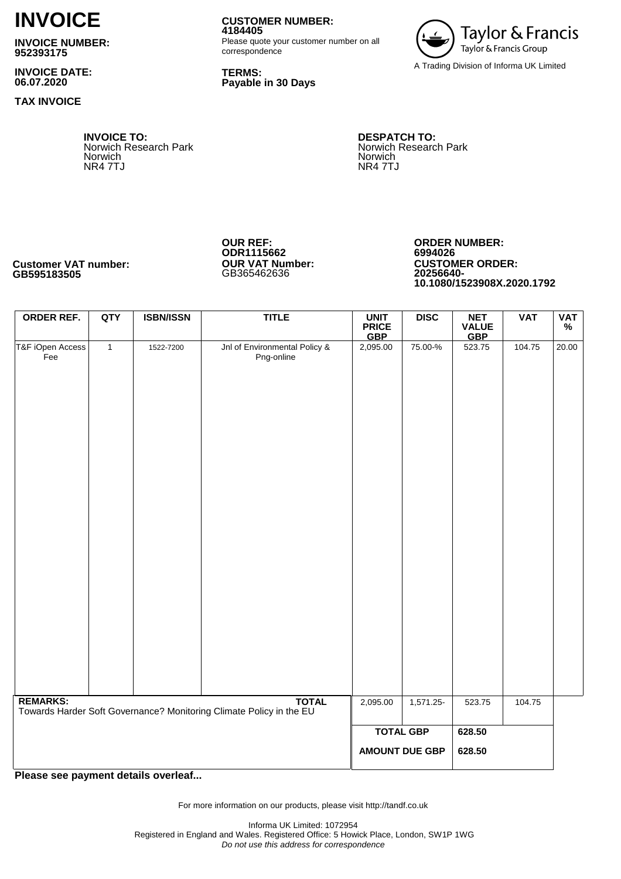# INVOICE

**INVOICE NUMBER:**
**952393175**

**INVOICE DATE:**
**06.07.2020**

**TAX INVOICE**

**CUSTOMER NUMBER:**
**4184405**
Please quote your customer number on all correspondence

**TERMS:**
**Payable in 30 Days**

Taylor & Francis
Taylor & Francis Group
A Trading Division of Informa UK Limited

**INVOICE TO:**
Norwich Research Park
Norwich
NR4 7TJ

**DESPATCH TO:**
Norwich Research Park
Norwich
NR4 7TJ

**Customer VAT number:**
**GB595183505**

**OUR REF:**
**ODR1115662**
**OUR VAT Number:**
GB365462636

**ORDER NUMBER:**
**6994026**
**CUSTOMER ORDER:**
**20256640-10.1080/1523908X.2020.1792**

| ORDER REF. | QTY | ISBN/ISSN | TITLE | UNIT PRICE GBP | DISC | NET VALUE GBP | VAT | VAT % |
|---|---|---|---|---|---|---|---|---|
| T&F iOpen Access Fee | 1 | 1522-7200 | Jnl of Environmental Policy & Png-online | 2,095.00 | 75.00-% | 523.75 | 104.75 | 20.00 |
| | | | **TOTAL** | 2,095.00 | 1,571.25- | 523.75 | 104.75 | |
| | | | | **TOTAL GBP** | | **628.50** | | |
| | | | | **AMOUNT DUE GBP** | | **628.50** | | |

**REMARKS:**
Towards Harder Soft Governance? Monitoring Climate Policy in the EU

**Please see payment details overleaf...**

For more information on our products, please visit http://tandf.co.uk

Informa UK Limited: 1072954
Registered in England and Wales. Registered Office: 5 Howick Place, London, SW1P 1WG
*Do not use this address for correspondence*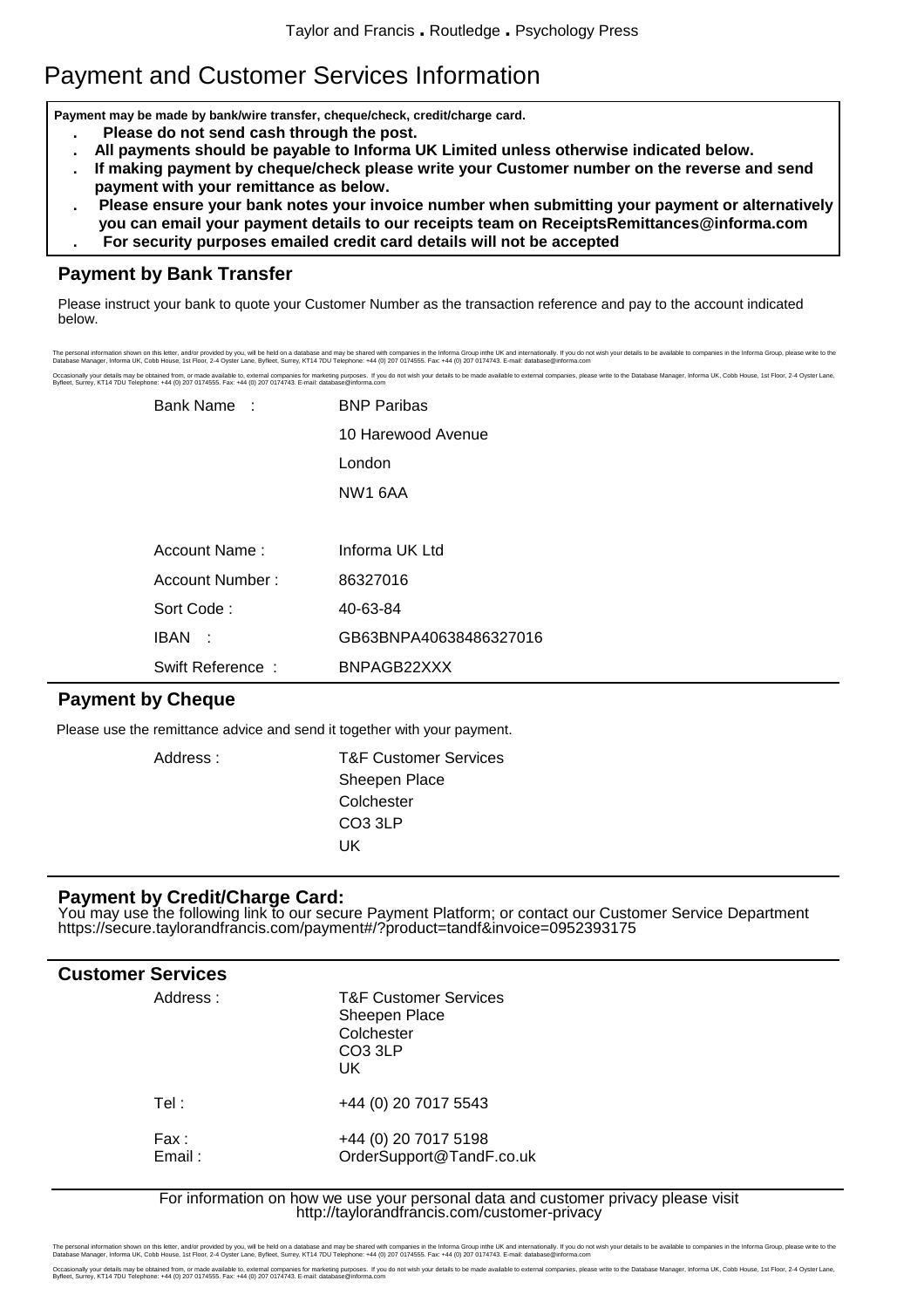Taylor and Francis . Routledge . Psychology Press

# Payment and Customer Services Information

**Payment may be made by bank/wire transfer, cheque/check, credit/charge card.**

- **Please do not send cash through the post.**
- **All payments should be payable to Informa UK Limited unless otherwise indicated below.**
- **If making payment by cheque/check please write your Customer number on the reverse and send payment with your remittance as below.**
- **Please ensure your bank notes your invoice number when submitting your payment or alternatively you can email your payment details to our receipts team on ReceiptsRemittances@informa.com**
- **For security purposes emailed credit card details will not be accepted**

## Payment by Bank Transfer

Please instruct your bank to quote your Customer Number as the transaction reference and pay to the account indicated below.

The personal information shown on this letter, and/or provided by you, will be held on a database and may be shared with companies in the Informa Group inthe UK and internationally. If you do not wish your details to be available to companies in the Informa Group, please write to the Database Manager, Informa UK, Cobb House, 1st Floor, 2-4 Oyster Lane, Byfleet, Surrey, KT14 7DU Telephone: +44 (0) 207 0174555. Fax: +44 (0) 207 0174743. E-mail: database@informa.com

Occasionally your details may be obtained from, or made available to, external companies for marketing purposes. If you do not wish your details to be made available to external companies, please write to the Database Manager, Informa UK, Cobb House, 1st Floor, 2-4 Oyster Lane, Byfleet, Surrey, KT14 7DU Telephone: +44 (0) 207 0174555. Fax: +44 (0) 207 0174743. E-mail: database@informa.com

| | |
|---|---|
| Bank Name : | BNP Paribas<br>10 Harewood Avenue<br>London<br>NW1 6AA |
| Account Name : | Informa UK Ltd |
| Account Number : | 86327016 |
| Sort Code : | 40-63-84 |
| IBAN : | GB63BNPA40638486327016 |
| Swift Reference : | BNPAGB22XXX |

## Payment by Cheque

Please use the remittance advice and send it together with your payment.

| | |
|---|---|
| Address : | T&F Customer Services<br>Sheepen Place<br>Colchester<br>CO3 3LP<br>UK |

## Payment by Credit/Charge Card:

You may use the following link to our secure Payment Platform; or contact our Customer Service Department
https://secure.taylorandfrancis.com/payment#/?product=tandf&invoice=0952393175

## Customer Services

| | |
|---|---|
| Address : | T&F Customer Services<br>Sheepen Place<br>Colchester<br>CO3 3LP<br>UK |
| Tel : | +44 (0) 20 7017 5543 |
| Fax : | +44 (0) 20 7017 5198 |
| Email : | OrderSupport@TandF.co.uk |

For information on how we use your personal data and customer privacy please visit
http://taylorandfrancis.com/customer-privacy

The personal information shown on this letter, and/or provided by you, will be held on a database and may be shared with companies in the Informa Group inthe UK and internationally. If you do not wish your details to be available to companies in the Informa Group, please write to the Database Manager, Informa UK, Cobb House, 1st Floor, 2-4 Oyster Lane, Byfleet, Surrey, KT14 7DU Telephone: +44 (0) 207 0174555. Fax: +44 (0) 207 0174743. E-mail: database@informa.com

Occasionally your details may be obtained from, or made available to, external companies for marketing purposes. If you do not wish your details to be made available to external companies, please write to the Database Manager, Informa UK, Cobb House, 1st Floor, 2-4 Oyster Lane, Byfleet, Surrey, KT14 7DU Telephone: +44 (0) 207 0174555. Fax: +44 (0) 207 0174743. E-mail: database@informa.com